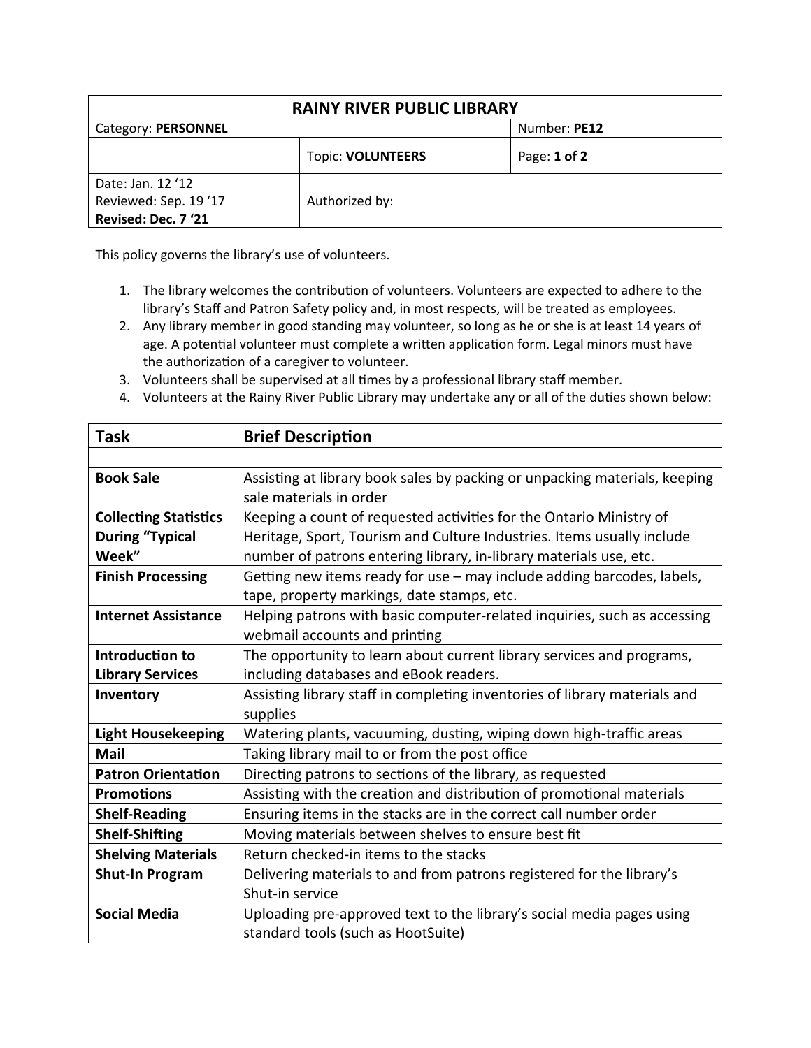| RAINY RIVER PUBLIC LIBRARY | | |
|---|---|---|
| Category: **PERSONNEL** | | Number: **PE12** |
| | Topic: **VOLUNTEERS** | Page: **1 of 2** |
| Date: Jan. 12 '12<br>Reviewed: Sep. 19 '17<br>**Revised: Dec. 7 '21** | Authorized by: | |

This policy governs the library's use of volunteers.

1. The library welcomes the contribution of volunteers. Volunteers are expected to adhere to the library's Staff and Patron Safety policy and, in most respects, will be treated as employees.
2. Any library member in good standing may volunteer, so long as he or she is at least 14 years of age. A potential volunteer must complete a written application form. Legal minors must have the authorization of a caregiver to volunteer.
3. Volunteers shall be supervised at all times by a professional library staff member.
4. Volunteers at the Rainy River Public Library may undertake any or all of the duties shown below:

| Task | Brief Description |
|---|---|
| | |
| **Book Sale** | Assisting at library book sales by packing or unpacking materials, keeping sale materials in order |
| **Collecting Statistics During "Typical Week"** | Keeping a count of requested activities for the Ontario Ministry of Heritage, Sport, Tourism and Culture Industries. Items usually include number of patrons entering library, in-library materials use, etc. |
| **Finish Processing** | Getting new items ready for use – may include adding barcodes, labels, tape, property markings, date stamps, etc. |
| **Internet Assistance** | Helping patrons with basic computer-related inquiries, such as accessing webmail accounts and printing |
| **Introduction to Library Services** | The opportunity to learn about current library services and programs, including databases and eBook readers. |
| **Inventory** | Assisting library staff in completing inventories of library materials and supplies |
| **Light Housekeeping** | Watering plants, vacuuming, dusting, wiping down high-traffic areas |
| **Mail** | Taking library mail to or from the post office |
| **Patron Orientation** | Directing patrons to sections of the library, as requested |
| **Promotions** | Assisting with the creation and distribution of promotional materials |
| **Shelf-Reading** | Ensuring items in the stacks are in the correct call number order |
| **Shelf-Shifting** | Moving materials between shelves to ensure best fit |
| **Shelving Materials** | Return checked-in items to the stacks |
| **Shut-In Program** | Delivering materials to and from patrons registered for the library's Shut-in service |
| **Social Media** | Uploading pre-approved text to the library's social media pages using standard tools (such as HootSuite) |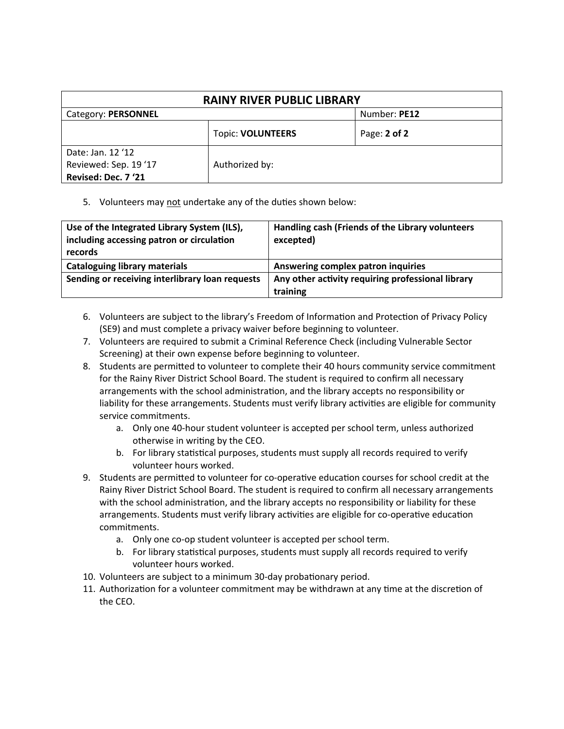5. Volunteers may <u>not</u> undertake any of the duties shown below:

| | |
|---|---|
| **Use of the Integrated Library System (ILS), including accessing patron or circulation records** | **Handling cash (Friends of the Library volunteers excepted)** |
| **Cataloguing library materials** | **Answering complex patron inquiries** |
| **Sending or receiving interlibrary loan requests** | **Any other activity requiring professional library training** |

6. Volunteers are subject to the library's Freedom of Information and Protection of Privacy Policy (SE9) and must complete a privacy waiver before beginning to volunteer.
7. Volunteers are required to submit a Criminal Reference Check (including Vulnerable Sector Screening) at their own expense before beginning to volunteer.
8. Students are permitted to volunteer to complete their 40 hours community service commitment for the Rainy River District School Board. The student is required to confirm all necessary arrangements with the school administration, and the library accepts no responsibility or liability for these arrangements. Students must verify library activities are eligible for community service commitments.
    a. Only one 40-hour student volunteer is accepted per school term, unless authorized otherwise in writing by the CEO.
    b. For library statistical purposes, students must supply all records required to verify volunteer hours worked.
9. Students are permitted to volunteer for co-operative education courses for school credit at the Rainy River District School Board. The student is required to confirm all necessary arrangements with the school administration, and the library accepts no responsibility or liability for these arrangements. Students must verify library activities are eligible for co-operative education commitments.
    a. Only one co-op student volunteer is accepted per school term.
    b. For library statistical purposes, students must supply all records required to verify volunteer hours worked.
10. Volunteers are subject to a minimum 30-day probationary period.
11. Authorization for a volunteer commitment may be withdrawn at any time at the discretion of the CEO.